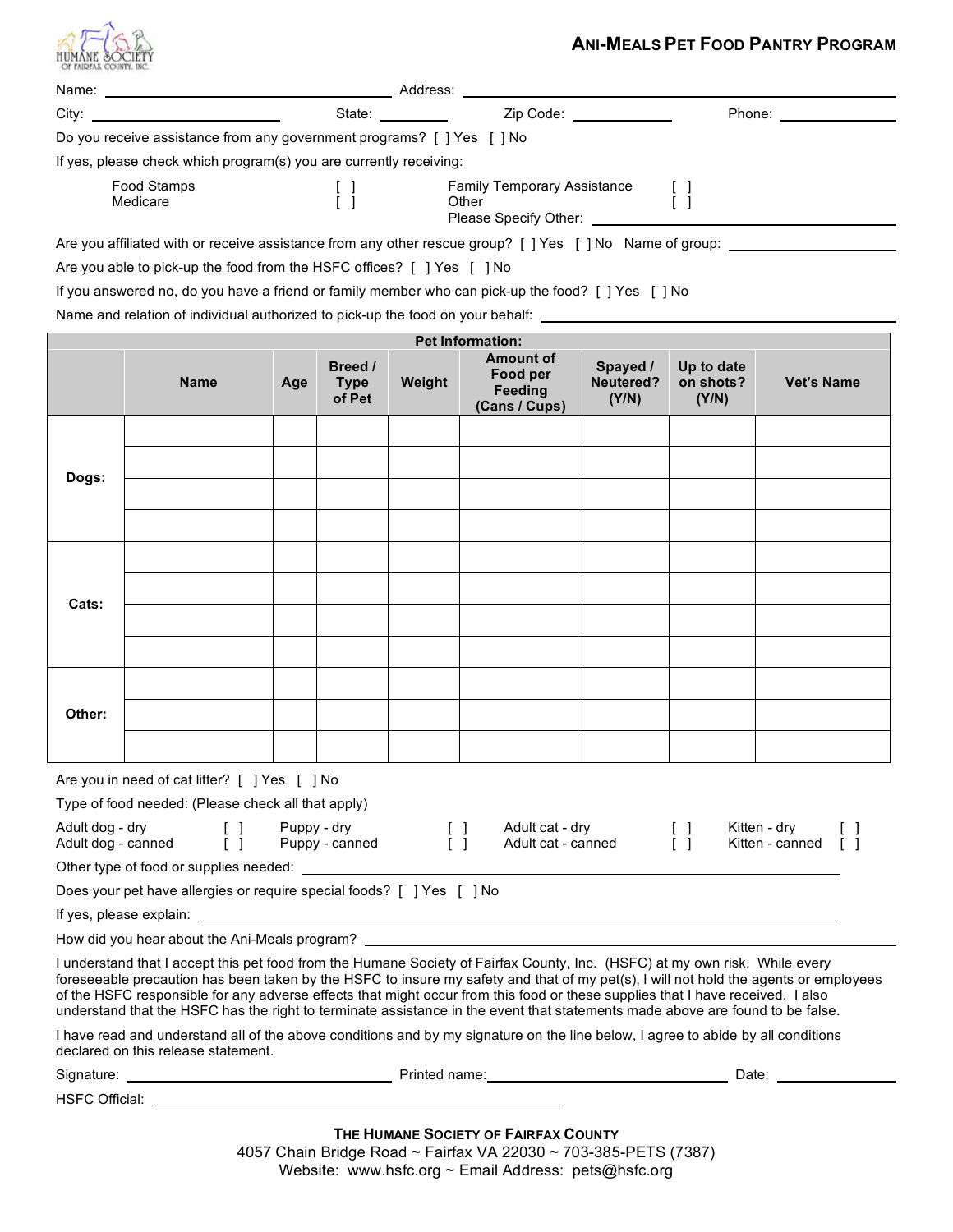HUMANE SOCIETY OF FAIRFAX COUNTY, INC.

# ANI-MEALS PET FOOD PANTRY PROGRAM

Name: ______________________ Address: ______________________

City: ______________ State: ________ Zip Code: __________ Phone: __________

Do you receive assistance from any government programs? [ ] Yes [ ] No

If yes, please check which program(s) you are currently receiving:

| | | | |
|---|---|---|---|
| Food Stamps | [ ] | Family Temporary Assistance | [ ] |
| Medicare | [ ] | Other | [ ] |
| | | Please Specify Other: ______________________ | |

Are you affiliated with or receive assistance from any other rescue group? [ ] Yes [ ] No Name of group: ______________

Are you able to pick-up the food from the HSFC offices? [ ] Yes [ ] No

If you answered no, do you have a friend or family member who can pick-up the food? [ ] Yes [ ] No

Name and relation of individual authorized to pick-up the food on your behalf: ______________________

**Pet Information:**

| | Name | Age | Breed / Type of Pet | Weight | Amount of Food per Feeding (Cans / Cups) | Spayed / Neutered? (Y/N) | Up to date on shots? (Y/N) | Vet's Name |
|---|---|---|---|---|---|---|---|---|
| **Dogs:** | | | | | | | | |
| | | | | | | | | |
| | | | | | | | | |
| | | | | | | | | |
| **Cats:** | | | | | | | | |
| | | | | | | | | |
| | | | | | | | | |
| | | | | | | | | |
| **Other:** | | | | | | | | |
| | | | | | | | | |
| | | | | | | | | |

Are you in need of cat litter? [ ] Yes [ ] No

Type of food needed: (Please check all that apply)

| | | | | | | | |
|---|---|---|---|---|---|---|---|
| Adult dog - dry | [ ] | Puppy - dry | [ ] | Adult cat - dry | [ ] | Kitten - dry | [ ] |
| Adult dog - canned | [ ] | Puppy - canned | [ ] | Adult cat - canned | [ ] | Kitten - canned | [ ] |

Other type of food or supplies needed: ______________________

Does your pet have allergies or require special foods? [ ] Yes [ ] No

If yes, please explain: ______________________

How did you hear about the Ani-Meals program? ______________________

I understand that I accept this pet food from the Humane Society of Fairfax County, Inc. (HSFC) at my own risk. While every foreseeable precaution has been taken by the HSFC to insure my safety and that of my pet(s), I will not hold the agents or employees of the HSFC responsible for any adverse effects that might occur from this food or these supplies that I have received. I also understand that the HSFC has the right to terminate assistance in the event that statements made above are found to be false.

I have read and understand all of the above conditions and by my signature on the line below, I agree to abide by all conditions declared on this release statement.

Signature: ______________________ Printed name: ______________________ Date: __________

HSFC Official: ______________________

**THE HUMANE SOCIETY OF FAIRFAX COUNTY**

4057 Chain Bridge Road ~ Fairfax VA 22030 ~ 703-385-PETS (7387)

Website: www.hsfc.org ~ Email Address: pets@hsfc.org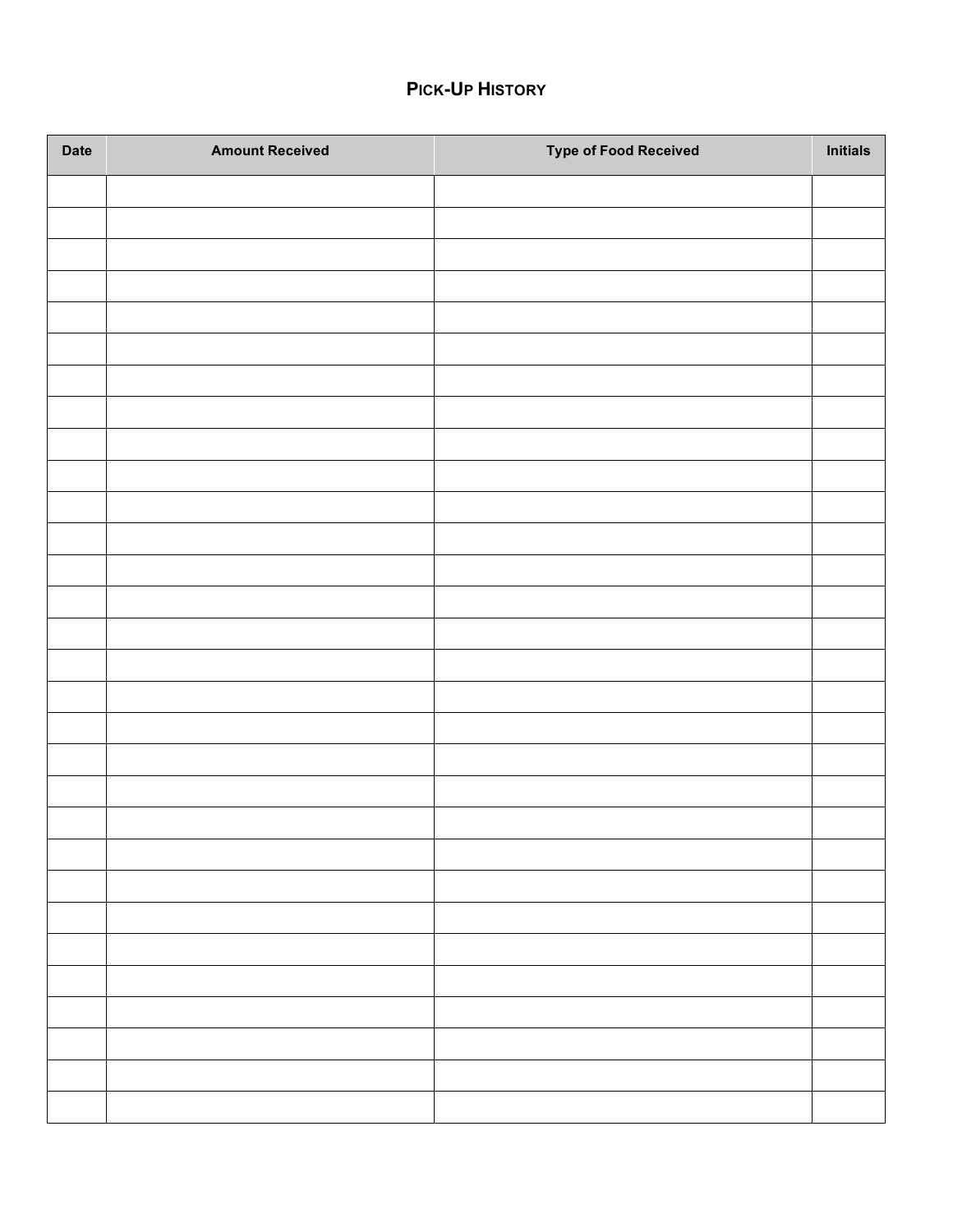## Pick-Up History

| Date | Amount Received | Type of Food Received | Initials |
|---|---|---|---|
| | | | |
| | | | |
| | | | |
| | | | |
| | | | |
| | | | |
| | | | |
| | | | |
| | | | |
| | | | |
| | | | |
| | | | |
| | | | |
| | | | |
| | | | |
| | | | |
| | | | |
| | | | |
| | | | |
| | | | |
| | | | |
| | | | |
| | | | |
| | | | |
| | | | |
| | | | |
| | | | |
| | | | |
| | | | |
| | | | |